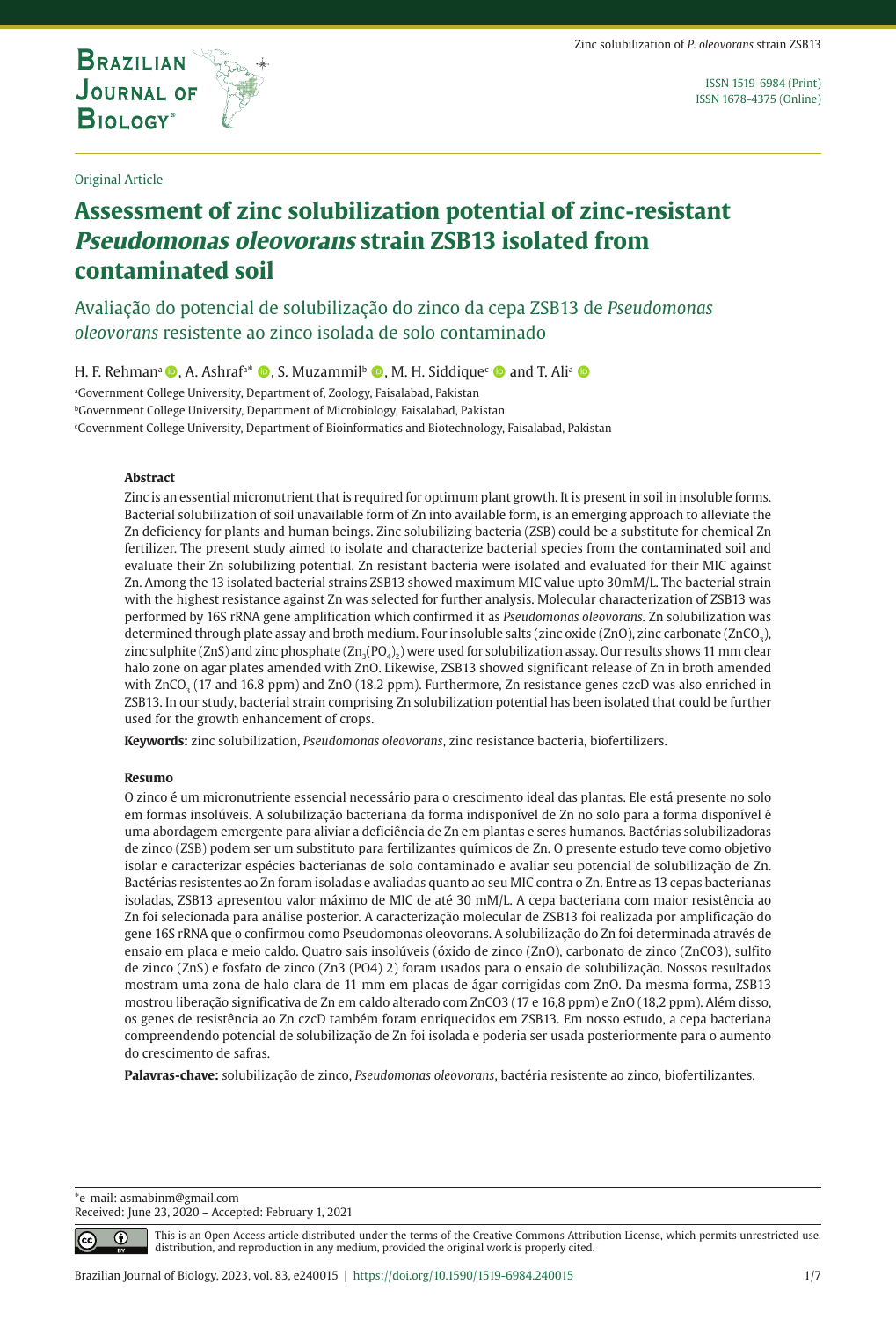Original Article

# Assessment of zinc solubilization potential of zinc-resistant *Pseudomonas oleovorans* strain ZSB13 isolated from contaminated soil

Avaliação do potencial de solubilização do zinco da cepa ZSB13 de *Pseudomonas oleovorans* resistente ao zinco isolada de solo contaminado

H. F. Rehman[a], A. Ashraf[a]*, S. Muzammil[b], M. H. Siddique[c] and T. Ali[a]

[a]Government College University, Department of, Zoology, Faisalabad, Pakistan
[b]Government College University, Department of Microbiology, Faisalabad, Pakistan
[c]Government College University, Department of Bioinformatics and Biotechnology, Faisalabad, Pakistan

## Abstract

Zinc is an essential micronutrient that is required for optimum plant growth. It is present in soil in insoluble forms. Bacterial solubilization of soil unavailable form of Zn into available form, is an emerging approach to alleviate the Zn deficiency for plants and human beings. Zinc solubilizing bacteria (ZSB) could be a substitute for chemical Zn fertilizer. The present study aimed to isolate and characterize bacterial species from the contaminated soil and evaluate their Zn solubilizing potential. Zn resistant bacteria were isolated and evaluated for their MIC against Zn. Among the 13 isolated bacterial strains ZSB13 showed maximum MIC value upto 30mM/L. The bacterial strain with the highest resistance against Zn was selected for further analysis. Molecular characterization of ZSB13 was performed by 16S rRNA gene amplification which confirmed it as *Pseudomonas oleovorans*. Zn solubilization was determined through plate assay and broth medium. Four insoluble salts (zinc oxide (ZnO), zinc carbonate ($ZnCO_3$), zinc sulphite (ZnS) and zinc phosphate ($Zn_3(PO_4)_2$) were used for solubilization assay. Our results shows 11 mm clear halo zone on agar plates amended with ZnO. Likewise, ZSB13 showed significant release of Zn in broth amended with $ZnCO_3$ (17 and 16.8 ppm) and ZnO (18.2 ppm). Furthermore, Zn resistance genes czcD was also enriched in ZSB13. In our study, bacterial strain comprising Zn solubilization potential has been isolated that could be further used for the growth enhancement of crops.

**Keywords:** zinc solubilization, *Pseudomonas oleovorans*, zinc resistance bacteria, biofertilizers.

## Resumo

O zinco é um micronutriente essencial necessário para o crescimento ideal das plantas. Ele está presente no solo em formas insolúveis. A solubilização bacteriana da forma indisponível de Zn no solo para a forma disponível é uma abordagem emergente para aliviar a deficiência de Zn em plantas e seres humanos. Bactérias solubilizadoras de zinco (ZSB) podem ser um substituto para fertilizantes químicos de Zn. O presente estudo teve como objetivo isolar e caracterizar espécies bacterianas de solo contaminado e avaliar seu potencial de solubilização de Zn. Bactérias resistentes ao Zn foram isoladas e avaliadas quanto ao seu MIC contra o Zn. Entre as 13 cepas bacterianas isoladas, ZSB13 apresentou valor máximo de MIC de até 30 mM/L. A cepa bacteriana com maior resistência ao Zn foi selecionada para análise posterior. A caracterização molecular de ZSB13 foi realizada por amplificação do gene 16S rRNA que o confirmou como Pseudomonas oleovorans. A solubilização do Zn foi determinada através de ensaio em placa e meio caldo. Quatro sais insolúveis (óxido de zinco (ZnO), carbonato de zinco (ZnCO3), sulfito de zinco (ZnS) e fosfato de zinco (Zn3 (PO4) 2) foram usados para o ensaio de solubilização. Nossos resultados mostram uma zona de halo clara de 11 mm em placas de ágar corrigidas com ZnO. Da mesma forma, ZSB13 mostrou liberação significativa de Zn em caldo alterado com ZnCO3 (17 e 16,8 ppm) e ZnO (18,2 ppm). Além disso, os genes de resistência ao Zn czcD também foram enriquecidos em ZSB13. Em nosso estudo, a cepa bacteriana compreendendo potencial de solubilização de Zn foi isolada e poderia ser usada posteriormente para o aumento do crescimento de safras.

**Palavras-chave:** solubilização de zinco, *Pseudomonas oleovorans*, bactéria resistente ao zinco, biofertilizantes.

*e-mail: asmabinm@gmail.com
Received: June 23, 2020 – Accepted: February 1, 2021

This is an Open Access article distributed under the terms of the Creative Commons Attribution License, which permits unrestricted use, distribution, and reproduction in any medium, provided the original work is properly cited.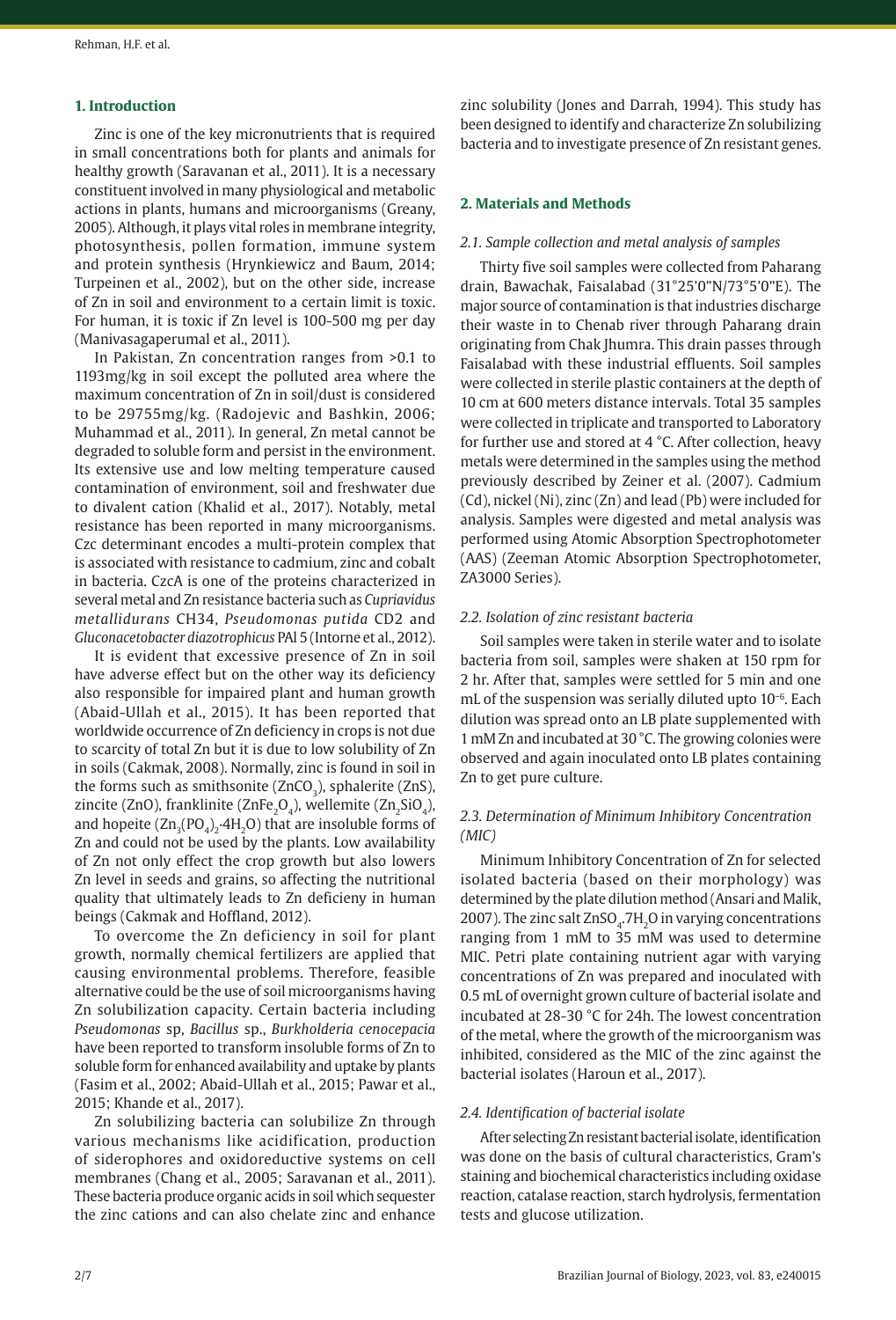## 1. Introduction

Zinc is one of the key micronutrients that is required in small concentrations both for plants and animals for healthy growth (Saravanan et al., 2011). It is a necessary constituent involved in many physiological and metabolic actions in plants, humans and microorganisms (Greany, 2005). Although, it plays vital roles in membrane integrity, photosynthesis, pollen formation, immune system and protein synthesis (Hrynkiewicz and Baum, 2014; Turpeinen et al., 2002), but on the other side, increase of Zn in soil and environment to a certain limit is toxic. For human, it is toxic if Zn level is 100-500 mg per day (Manivasagaperumal et al., 2011).

In Pakistan, Zn concentration ranges from >0.1 to 1193mg/kg in soil except the polluted area where the maximum concentration of Zn in soil/dust is considered to be 29755mg/kg. (Radojevic and Bashkin, 2006; Muhammad et al., 2011). In general, Zn metal cannot be degraded to soluble form and persist in the environment. Its extensive use and low melting temperature caused contamination of environment, soil and freshwater due to divalent cation (Khalid et al., 2017). Notably, metal resistance has been reported in many microorganisms. Czc determinant encodes a multi-protein complex that is associated with resistance to cadmium, zinc and cobalt in bacteria. CzcA is one of the proteins characterized in several metal and Zn resistance bacteria such as *Cupriavidus metallidurans* CH34, *Pseudomonas putida* CD2 and *Gluconacetobacter diazotrophicus* PAl 5 (Intorne et al., 2012).

It is evident that excessive presence of Zn in soil have adverse effect but on the other way its deficiency also responsible for impaired plant and human growth (Abaid-Ullah et al., 2015). It has been reported that worldwide occurrence of Zn deficiency in crops is not due to scarcity of total Zn but it is due to low solubility of Zn in soils (Cakmak, 2008). Normally, zinc is found in soil in the forms such as smithsonite ($ZnCO_3$), sphalerite ($ZnS$), zincite ($ZnO$), franklinite ($ZnFe_2O_4$), wellemite ($Zn_2SiO_4$), and hopeite ($Zn_3(PO_4)_2{\cdot}4H_2O$) that are insoluble forms of Zn and could not be used by the plants. Low availability of Zn not only effect the crop growth but also lowers Zn level in seeds and grains, so affecting the nutritional quality that ultimately leads to Zn deficieny in human beings (Cakmak and Hoffland, 2012).

To overcome the Zn deficiency in soil for plant growth, normally chemical fertilizers are applied that causing environmental problems. Therefore, feasible alternative could be the use of soil microorganisms having Zn solubilization capacity. Certain bacteria including *Pseudomonas* sp, *Bacillus* sp., *Burkholderia cenocepacia* have been reported to transform insoluble forms of Zn to soluble form for enhanced availability and uptake by plants (Fasim et al., 2002; Abaid-Ullah et al., 2015; Pawar et al., 2015; Khande et al., 2017).

Zn solubilizing bacteria can solubilize Zn through various mechanisms like acidification, production of siderophores and oxidoreductive systems on cell membranes (Chang et al., 2005; Saravanan et al., 2011). These bacteria produce organic acids in soil which sequester the zinc cations and can also chelate zinc and enhance zinc solubility (Jones and Darrah, 1994). This study has been designed to identify and characterize Zn solubilizing bacteria and to investigate presence of Zn resistant genes.

## 2. Materials and Methods

### *2.1. Sample collection and metal analysis of samples*

Thirty five soil samples were collected from Paharang drain, Bawachak, Faisalabad (31°25'0"N/73°5'0"E). The major source of contamination is that industries discharge their waste in to Chenab river through Paharang drain originating from Chak Jhumra. This drain passes through Faisalabad with these industrial effluents. Soil samples were collected in sterile plastic containers at the depth of 10 cm at 600 meters distance intervals. Total 35 samples were collected in triplicate and transported to Laboratory for further use and stored at 4 °C. After collection, heavy metals were determined in the samples using the method previously described by Zeiner et al. (2007). Cadmium (Cd), nickel (Ni), zinc (Zn) and lead (Pb) were included for analysis. Samples were digested and metal analysis was performed using Atomic Absorption Spectrophotometer (AAS) (Zeeman Atomic Absorption Spectrophotometer, ZA3000 Series).

### *2.2. Isolation of zinc resistant bacteria*

Soil samples were taken in sterile water and to isolate bacteria from soil, samples were shaken at 150 rpm for 2 hr. After that, samples were settled for 5 min and one mL of the suspension was serially diluted upto $10^{-6}$. Each dilution was spread onto an LB plate supplemented with 1 mM Zn and incubated at 30 °C. The growing colonies were observed and again inoculated onto LB plates containing Zn to get pure culture.

### *2.3. Determination of Minimum Inhibitory Concentration (MIC)*

Minimum Inhibitory Concentration of Zn for selected isolated bacteria (based on their morphology) was determined by the plate dilution method (Ansari and Malik, 2007). The zinc salt $ZnSO_4.7H_2O$ in varying concentrations ranging from 1 mM to 35 mM was used to determine MIC. Petri plate containing nutrient agar with varying concentrations of Zn was prepared and inoculated with 0.5 mL of overnight grown culture of bacterial isolate and incubated at 28-30 °C for 24h. The lowest concentration of the metal, where the growth of the microorganism was inhibited, considered as the MIC of the zinc against the bacterial isolates (Haroun et al., 2017).

### *2.4. Identification of bacterial isolate*

After selecting Zn resistant bacterial isolate, identification was done on the basis of cultural characteristics, Gram's staining and biochemical characteristics including oxidase reaction, catalase reaction, starch hydrolysis, fermentation tests and glucose utilization.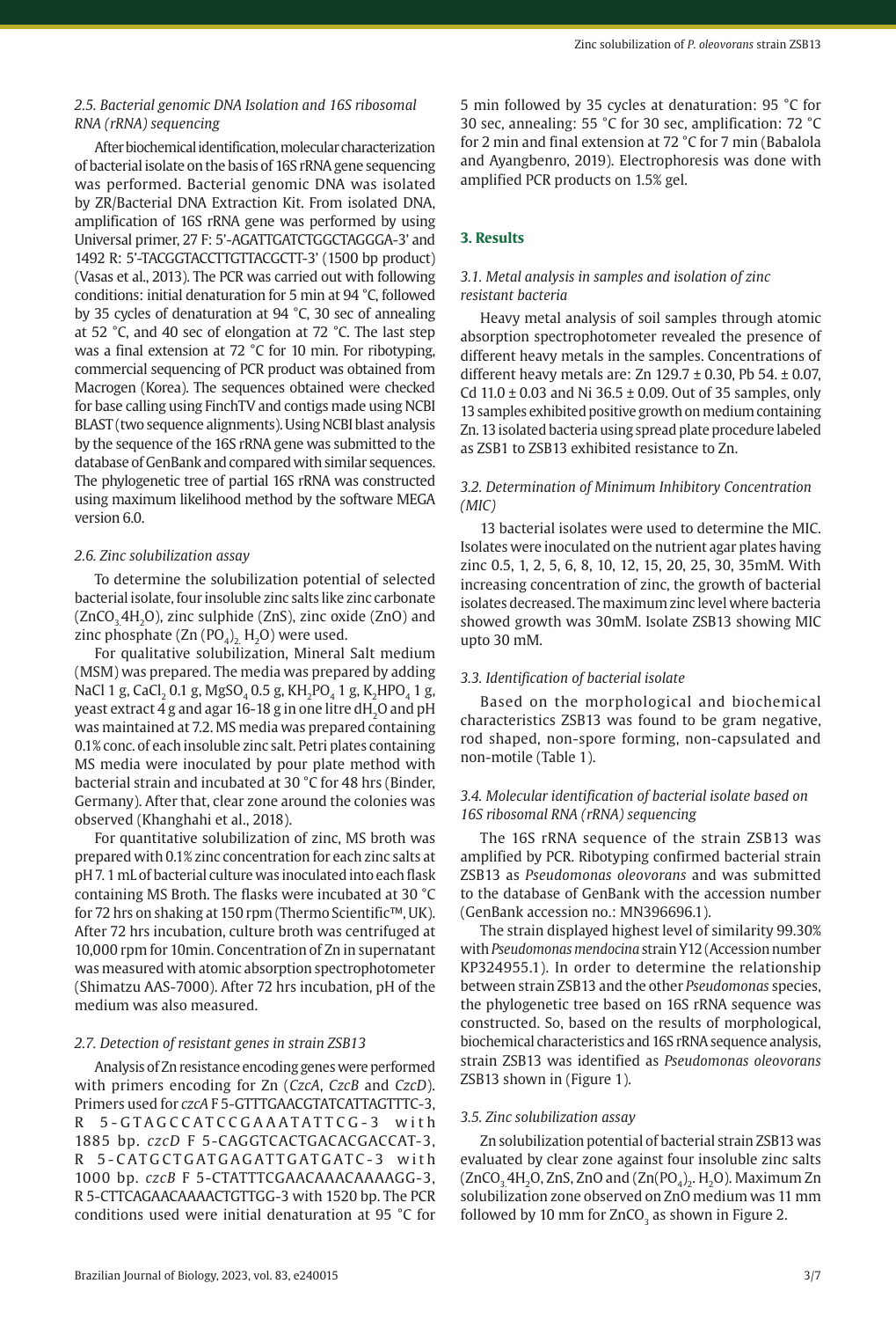### 2.5. Bacterial genomic DNA Isolation and 16S ribosomal RNA (rRNA) sequencing

After biochemical identification, molecular characterization of bacterial isolate on the basis of 16S rRNA gene sequencing was performed. Bacterial genomic DNA was isolated by ZR/Bacterial DNA Extraction Kit. From isolated DNA, amplification of 16S rRNA gene was performed by using Universal primer, 27 F: 5'-AGATTGATCTGGCTAGGGA-3' and 1492 R: 5'-TACGGTACCTTGTTACGCTT-3' (1500 bp product) (Vasas et al., 2013). The PCR was carried out with following conditions: initial denaturation for 5 min at 94 °C, followed by 35 cycles of denaturation at 94 °C, 30 sec of annealing at 52 °C, and 40 sec of elongation at 72 °C. The last step was a final extension at 72 °C for 10 min. For ribotyping, commercial sequencing of PCR product was obtained from Macrogen (Korea). The sequences obtained were checked for base calling using FinchTV and contigs made using NCBI BLAST (two sequence alignments). Using NCBI blast analysis by the sequence of the 16S rRNA gene was submitted to the database of GenBank and compared with similar sequences. The phylogenetic tree of partial 16S rRNA was constructed using maximum likelihood method by the software MEGA version 6.0.

### 2.6. Zinc solubilization assay

To determine the solubilization potential of selected bacterial isolate, four insoluble zinc salts like zinc carbonate ($ZnCO_3.4H_2O$), zinc sulphide (ZnS), zinc oxide (ZnO) and zinc phosphate ($Zn\ (PO_4)_2.\ H_2O$) were used.

For qualitative solubilization, Mineral Salt medium (MSM) was prepared. The media was prepared by adding NaCl 1 g, $CaCl_2$ 0.1 g, $MgSO_4$ 0.5 g, $KH_2PO_4$ 1 g, $K_2HPO_4$ 1 g, yeast extract 4 g and agar 16-18 g in one litre $dH_2O$ and pH was maintained at 7.2. MS media was prepared containing 0.1% conc. of each insoluble zinc salt. Petri plates containing MS media were inoculated by pour plate method with bacterial strain and incubated at 30 °C for 48 hrs (Binder, Germany). After that, clear zone around the colonies was observed (Khanghahi et al., 2018).

For quantitative solubilization of zinc, MS broth was prepared with 0.1% zinc concentration for each zinc salts at pH 7. 1 mL of bacterial culture was inoculated into each flask containing MS Broth. The flasks were incubated at 30 °C for 72 hrs on shaking at 150 rpm (Thermo Scientific™, UK). After 72 hrs incubation, culture broth was centrifuged at 10,000 rpm for 10min. Concentration of Zn in supernatant was measured with atomic absorption spectrophotometer (Shimatzu AAS-7000). After 72 hrs incubation, pH of the medium was also measured.

### 2.7. Detection of resistant genes in strain ZSB13

Analysis of Zn resistance encoding genes were performed with primers encoding for Zn (*CzcA*, *CzcB* and *CzcD*). Primers used for *czcA* F 5-GTTTGAACGTATCATTAGTTTC-3, R 5-GTAGCCATCCGAAATATTCG-3 with 1885 bp. *czcD* F 5-CAGGTCACTGACACGACCAT-3, R 5-CATGCTGATGAGATTGATGATC-3 with 1000 bp. *czcB* F 5-CTATTTCGAACAAACAAAAGG-3, R 5-CTTCAGAACAAAACTGTTGG-3 with 1520 bp. The PCR conditions used were initial denaturation at 95 °C for 5 min followed by 35 cycles at denaturation: 95 °C for 30 sec, annealing: 55 °C for 30 sec, amplification: 72 °C for 2 min and final extension at 72 °C for 7 min (Babalola and Ayangbenro, 2019). Electrophoresis was done with amplified PCR products on 1.5% gel.

## 3. Results

### 3.1. Metal analysis in samples and isolation of zinc resistant bacteria

Heavy metal analysis of soil samples through atomic absorption spectrophotometer revealed the presence of different heavy metals in the samples. Concentrations of different heavy metals are: Zn 129.7 ± 0.30, Pb 54. ± 0.07, Cd 11.0 ± 0.03 and Ni 36.5 ± 0.09. Out of 35 samples, only 13 samples exhibited positive growth on medium containing Zn. 13 isolated bacteria using spread plate procedure labeled as ZSB1 to ZSB13 exhibited resistance to Zn.

### 3.2. Determination of Minimum Inhibitory Concentration (MIC)

13 bacterial isolates were used to determine the MIC. Isolates were inoculated on the nutrient agar plates having zinc 0.5, 1, 2, 5, 6, 8, 10, 12, 15, 20, 25, 30, 35mM. With increasing concentration of zinc, the growth of bacterial isolates decreased. The maximum zinc level where bacteria showed growth was 30mM. Isolate ZSB13 showing MIC upto 30 mM.

### 3.3. Identification of bacterial isolate

Based on the morphological and biochemical characteristics ZSB13 was found to be gram negative, rod shaped, non-spore forming, non-capsulated and non-motile (Table 1).

### 3.4. Molecular identification of bacterial isolate based on 16S ribosomal RNA (rRNA) sequencing

The 16S rRNA sequence of the strain ZSB13 was amplified by PCR. Ribotyping confirmed bacterial strain ZSB13 as *Pseudomonas oleovorans* and was submitted to the database of GenBank with the accession number (GenBank accession no.: MN396696.1).

The strain displayed highest level of similarity 99.30% with *Pseudomonas mendocina* strain Y12 (Accession number KP324955.1). In order to determine the relationship between strain ZSB13 and the other *Pseudomonas* species, the phylogenetic tree based on 16S rRNA sequence was constructed. So, based on the results of morphological, biochemical characteristics and 16S rRNA sequence analysis, strain ZSB13 was identified as *Pseudomonas oleovorans* ZSB13 shown in (Figure 1).

### 3.5. Zinc solubilization assay

Zn solubilization potential of bacterial strain ZSB13 was evaluated by clear zone against four insoluble zinc salts ($ZnCO_3.4H_2O$, ZnS, ZnO and $(Zn(PO_4)_2.\ H_2O)$. Maximum Zn solubilization zone observed on ZnO medium was 11 mm followed by 10 mm for $ZnCO_3$ as shown in Figure 2.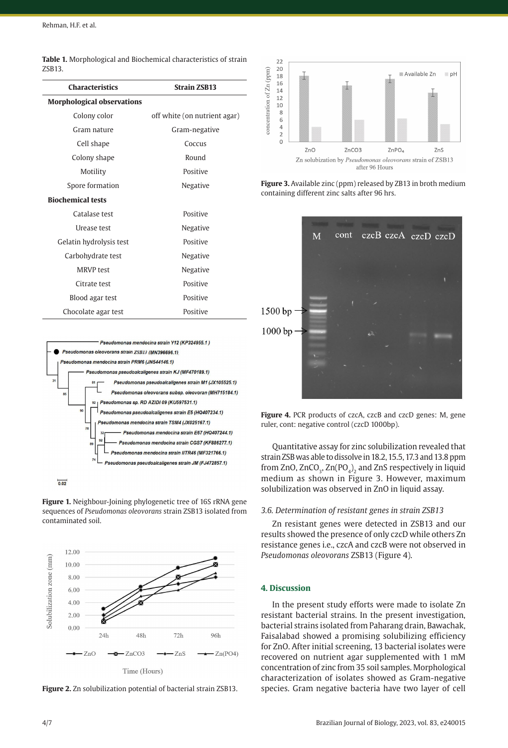**Table 1.** Morphological and Biochemical characteristics of strain ZSB13.

| Characteristics | Strain ZSB13 |
|---|---|
| **Morphological observations** | |
| Colony color | off white (on nutrient agar) |
| Gram nature | Gram-negative |
| Cell shape | Coccus |
| Colony shape | Round |
| Motility | Positive |
| Spore formation | Negative |
| **Biochemical tests** | |
| Catalase test | Positive |
| Urease test | Negative |
| Gelatin hydrolysis test | Positive |
| Carbohydrate test | Negative |
| MRVP test | Negative |
| Citrate test | Positive |
| Blood agar test | Positive |
| Chocolate agar test | Positive |

**Figure 1.** Neighbour-Joining phylogenetic tree of 16S rRNA gene sequences of *Pseudomonas oleovorans* strain ZSB13 isolated from contaminated soil.

**Figure 2.** Zn solubilization potential of bacterial strain ZSB13.

**Figure 3.** Available zinc (ppm) released by ZB13 in broth medium containing different zinc salts after 96 hrs.

**Figure 4.** PCR products of czcA, czcB and czcD genes: M, gene ruler, cont: negative control (czcD 1000bp).

Quantitative assay for zinc solubilization revealed that strain ZSB was able to dissolve in 18.2, 15.5, 17.3 and 13.8 ppm from ZnO, $ZnCO_3$, $Zn(PO_4)_2$ and ZnS respectively in liquid medium as shown in Figure 3. However, maximum solubilization was observed in ZnO in liquid assay.

### 3.6. Determination of resistant genes in strain ZSB13

Zn resistant genes were detected in ZSB13 and our results showed the presence of only czcD while others Zn resistance genes i.e., czcA and czcB were not observed in *Pseudomonas oleovorans* ZSB13 (Figure 4).

## 4. Discussion

In the present study efforts were made to isolate Zn resistant bacterial strains. In the present investigation, bacterial strains isolated from Paharang drain, Bawachak, Faisalabad showed a promising solubilizing efficiency for ZnO. After initial screening, 13 bacterial isolates were recovered on nutrient agar supplemented with 1 mM concentration of zinc from 35 soil samples. Morphological characterization of isolates showed as Gram-negative species. Gram negative bacteria have two layer of cell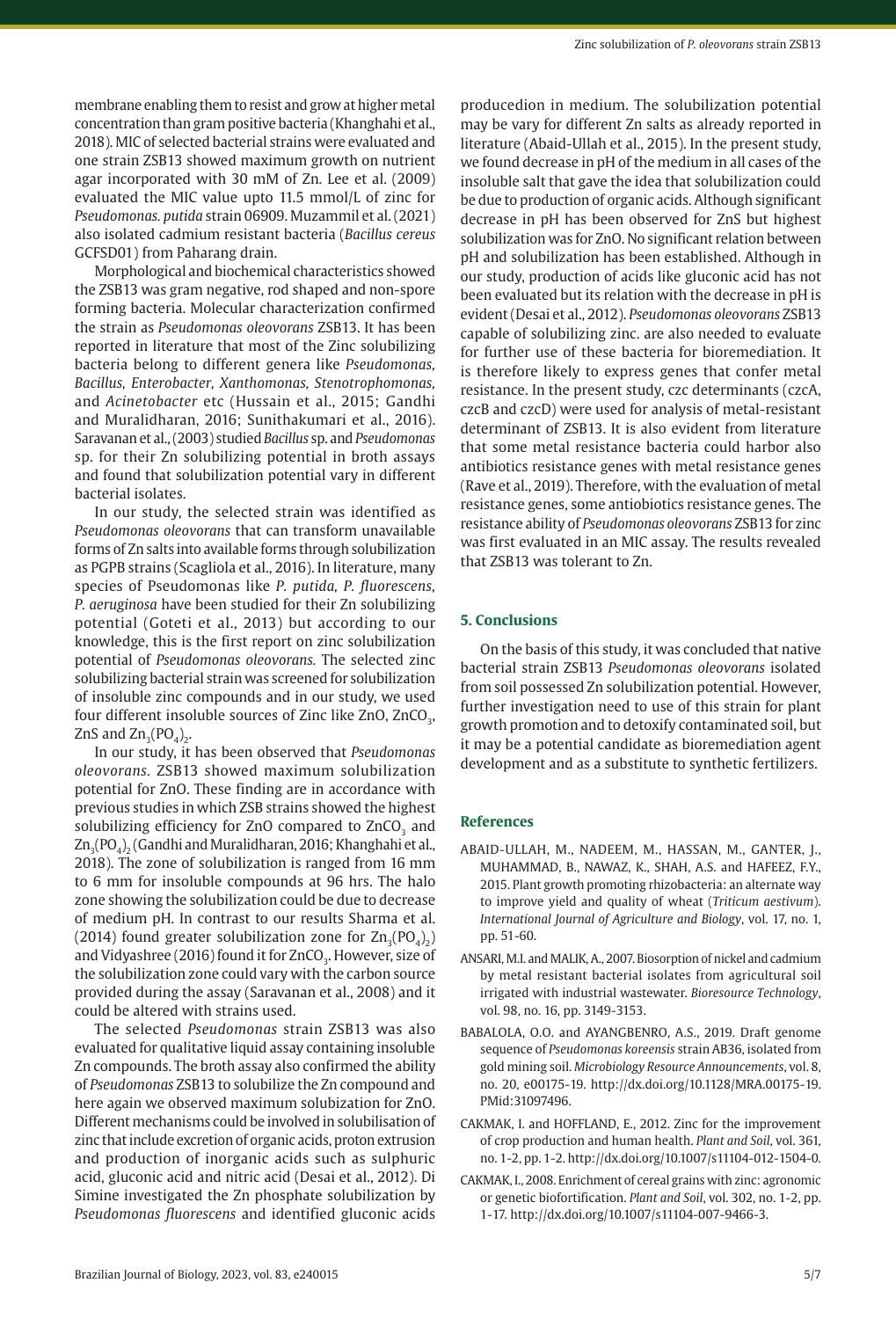membrane enabling them to resist and grow at higher metal concentration than gram positive bacteria (Khanghahi et al., 2018). MIC of selected bacterial strains were evaluated and one strain ZSB13 showed maximum growth on nutrient agar incorporated with 30 mM of Zn. Lee et al. (2009) evaluated the MIC value upto 11.5 mmol/L of zinc for *Pseudomonas. putida* strain 06909. Muzammil et al. (2021) also isolated cadmium resistant bacteria (*Bacillus cereus* GCFSD01) from Paharang drain.

Morphological and biochemical characteristics showed the ZSB13 was gram negative, rod shaped and non-spore forming bacteria. Molecular characterization confirmed the strain as *Pseudomonas oleovorans* ZSB13. It has been reported in literature that most of the Zinc solubilizing bacteria belong to different genera like *Pseudomonas, Bacillus, Enterobacter, Xanthomonas, Stenotrophomonas,* and *Acinetobacter* etc (Hussain et al., 2015; Gandhi and Muralidharan, 2016; Sunithakumari et al., 2016). Saravanan et al., (2003) studied *Bacillus* sp. and *Pseudomonas* sp. for their Zn solubilizing potential in broth assays and found that solubilization potential vary in different bacterial isolates.

In our study, the selected strain was identified as *Pseudomonas oleovorans* that can transform unavailable forms of Zn salts into available forms through solubilization as PGPB strains (Scagliola et al., 2016). In literature, many species of Pseudomonas like *P. putida, P. fluorescens, P. aeruginosa* have been studied for their Zn solubilizing potential (Goteti et al., 2013) but according to our knowledge, this is the first report on zinc solubilization potential of *Pseudomonas oleovorans.* The selected zinc solubilizing bacterial strain was screened for solubilization of insoluble zinc compounds and in our study, we used four different insoluble sources of Zinc like ZnO, $ZnCO_3$, ZnS and $Zn_3(PO_4)_2$.

In our study, it has been observed that *Pseudomonas oleovorans*. ZSB13 showed maximum solubilization potential for ZnO. These finding are in accordance with previous studies in which ZSB strains showed the highest solubilizing efficiency for ZnO compared to $ZnCO_3$ and $Zn_3(PO_4)_2$ (Gandhi and Muralidharan, 2016; Khanghahi et al., 2018). The zone of solubilization is ranged from 16 mm to 6 mm for insoluble compounds at 96 hrs. The halo zone showing the solubilization could be due to decrease of medium pH. In contrast to our results Sharma et al. (2014) found greater solubilization zone for $Zn_3(PO_4)_2$) and Vidyashree (2016) found it for $ZnCO_3$. However, size of the solubilization zone could vary with the carbon source provided during the assay (Saravanan et al., 2008) and it could be altered with strains used.

The selected *Pseudomonas* strain ZSB13 was also evaluated for qualitative liquid assay containing insoluble Zn compounds. The broth assay also confirmed the ability of *Pseudomonas* ZSB13 to solubilize the Zn compound and here again we observed maximum solubization for ZnO. Different mechanisms could be involved in solubilisation of zinc that include excretion of organic acids, proton extrusion and production of inorganic acids such as sulphuric acid, gluconic acid and nitric acid (Desai et al., 2012). Di Simine investigated the Zn phosphate solubilization by *Pseudomonas fluorescens* and identified gluconic acids producedion in medium. The solubilization potential may be vary for different Zn salts as already reported in literature (Abaid-Ullah et al., 2015). In the present study, we found decrease in pH of the medium in all cases of the insoluble salt that gave the idea that solubilization could be due to production of organic acids. Although significant decrease in pH has been observed for ZnS but highest solubilization was for ZnO. No significant relation between pH and solubilization has been established. Although in our study, production of acids like gluconic acid has not been evaluated but its relation with the decrease in pH is evident (Desai et al., 2012). *Pseudomonas oleovorans* ZSB13 capable of solubilizing zinc. are also needed to evaluate for further use of these bacteria for bioremediation. It is therefore likely to express genes that confer metal resistance. In the present study, czc determinants (czcA, czcB and czcD) were used for analysis of metal-resistant determinant of ZSB13. It is also evident from literature that some metal resistance bacteria could harbor also antibiotics resistance genes with metal resistance genes (Rave et al., 2019). Therefore, with the evaluation of metal resistance genes, some antiobiotics resistance genes. The resistance ability of *Pseudomonas oleovorans* ZSB13 for zinc was first evaluated in an MIC assay. The results revealed that ZSB13 was tolerant to Zn.

## 5. Conclusions

On the basis of this study, it was concluded that native bacterial strain ZSB13 *Pseudomonas oleovorans* isolated from soil possessed Zn solubilization potential. However, further investigation need to use of this strain for plant growth promotion and to detoxify contaminated soil, but it may be a potential candidate as bioremediation agent development and as a substitute to synthetic fertilizers.

## References

ABAID-ULLAH, M., NADEEM, M., HASSAN, M., GANTER, J., MUHAMMAD, B., NAWAZ, K., SHAH, A.S. and HAFEEZ, F.Y., 2015. Plant growth promoting rhizobacteria: an alternate way to improve yield and quality of wheat (*Triticum aestivum*). *International Journal of Agriculture and Biology*, vol. 17, no. 1, pp. 51-60.

ANSARI, M.I. and MALIK, A., 2007. Biosorption of nickel and cadmium by metal resistant bacterial isolates from agricultural soil irrigated with industrial wastewater. *Bioresource Technology*, vol. 98, no. 16, pp. 3149-3153.

BABALOLA, O.O. and AYANGBENRO, A.S., 2019. Draft genome sequence of *Pseudomonas koreensis* strain AB36, isolated from gold mining soil. *Microbiology Resource Announcements*, vol. 8, no. 20, e00175-19. http://dx.doi.org/10.1128/MRA.00175-19. PMid:31097496.

CAKMAK, I. and HOFFLAND, E., 2012. Zinc for the improvement of crop production and human health. *Plant and Soil*, vol. 361, no. 1-2, pp. 1-2. http://dx.doi.org/10.1007/s11104-012-1504-0.

CAKMAK, I., 2008. Enrichment of cereal grains with zinc: agronomic or genetic biofortification. *Plant and Soil*, vol. 302, no. 1-2, pp. 1-17. http://dx.doi.org/10.1007/s11104-007-9466-3.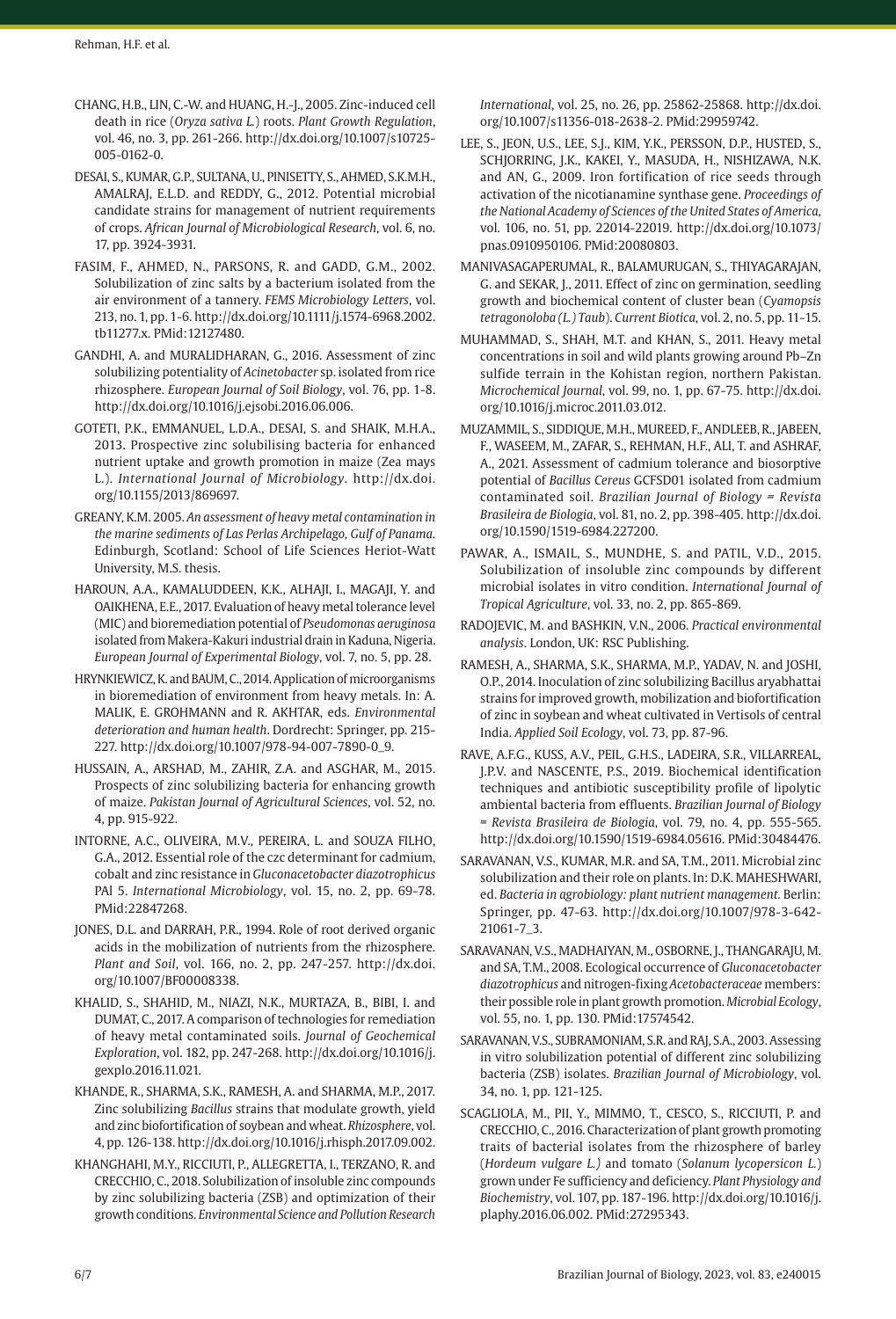CHANG, H.B., LIN, C.-W. and HUANG, H.-J., 2005. Zinc-induced cell death in rice (*Oryza sativa L.*) roots. *Plant Growth Regulation*, vol. 46, no. 3, pp. 261-266. http://dx.doi.org/10.1007/s10725-005-0162-0.

DESAI, S., KUMAR, G.P., SULTANA, U., PINISETTY, S., AHMED, S.K.M.H., AMALRAJ, E.L.D. and REDDY, G., 2012. Potential microbial candidate strains for management of nutrient requirements of crops. *African Journal of Microbiological Research*, vol. 6, no. 17, pp. 3924-3931.

FASIM, F., AHMED, N., PARSONS, R. and GADD, G.M., 2002. Solubilization of zinc salts by a bacterium isolated from the air environment of a tannery. *FEMS Microbiology Letters*, vol. 213, no. 1, pp. 1-6. http://dx.doi.org/10.1111/j.1574-6968.2002.tb11277.x. PMid:12127480.

GANDHI, A. and MURALIDHARAN, G., 2016. Assessment of zinc solubilizing potentiality of *Acinetobacter* sp. isolated from rice rhizosphere. *European Journal of Soil Biology*, vol. 76, pp. 1-8. http://dx.doi.org/10.1016/j.ejsobi.2016.06.006.

GOTETI, P.K., EMMANUEL, L.D.A., DESAI, S. and SHAIK, M.H.A., 2013. Prospective zinc solubilising bacteria for enhanced nutrient uptake and growth promotion in maize (Zea mays L.). *International Journal of Microbiology*. http://dx.doi.org/10.1155/2013/869697.

GREANY, K.M. 2005. *An assessment of heavy metal contamination in the marine sediments of Las Perlas Archipelago, Gulf of Panama*. Edinburgh, Scotland: School of Life Sciences Heriot-Watt University, M.S. thesis.

HAROUN, A.A., KAMALUDDEEN, K.K., ALHAJI, I., MAGAJI, Y. and OAIKHENA, E.E., 2017. Evaluation of heavy metal tolerance level (MIC) and bioremediation potential of *Pseudomonas aeruginosa* isolated from Makera-Kakuri industrial drain in Kaduna, Nigeria. *European Journal of Experimental Biology*, vol. 7, no. 5, pp. 28.

HRYNKIEWICZ, K. and BAUM, C., 2014. Application of microorganisms in bioremediation of environment from heavy metals. In: A. MALIK, E. GROHMANN and R. AKHTAR, eds. *Environmental deterioration and human health*. Dordrecht: Springer, pp. 215-227. http://dx.doi.org/10.1007/978-94-007-7890-0_9.

HUSSAIN, A., ARSHAD, M., ZAHIR, Z.A. and ASGHAR, M., 2015. Prospects of zinc solubilizing bacteria for enhancing growth of maize. *Pakistan Journal of Agricultural Sciences*, vol. 52, no. 4, pp. 915-922.

INTORNE, A.C., OLIVEIRA, M.V., PEREIRA, L. and SOUZA FILHO, G.A., 2012. Essential role of the czc determinant for cadmium, cobalt and zinc resistance in *Gluconacetobacter diazotrophicus* PAI 5. *International Microbiology*, vol. 15, no. 2, pp. 69-78. PMid:22847268.

JONES, D.L. and DARRAH, P.R., 1994. Role of root derived organic acids in the mobilization of nutrients from the rhizosphere. *Plant and Soil*, vol. 166, no. 2, pp. 247-257. http://dx.doi.org/10.1007/BF00008338.

KHALID, S., SHAHID, M., NIAZI, N.K., MURTAZA, B., BIBI, I. and DUMAT, C., 2017. A comparison of technologies for remediation of heavy metal contaminated soils. *Journal of Geochemical Exploration*, vol. 182, pp. 247-268. http://dx.doi.org/10.1016/j.gexplo.2016.11.021.

KHANDE, R., SHARMA, S.K., RAMESH, A. and SHARMA, M.P., 2017. Zinc solubilizing *Bacillus* strains that modulate growth, yield and zinc biofortification of soybean and wheat. *Rhizosphere*, vol. 4, pp. 126-138. http://dx.doi.org/10.1016/j.rhisph.2017.09.002.

KHANGHAHI, M.Y., RICCIUTI, P., ALLEGRETTA, I., TERZANO, R. and CRECCHIO, C., 2018. Solubilization of insoluble zinc compounds by zinc solubilizing bacteria (ZSB) and optimization of their growth conditions. *Environmental Science and Pollution Research International*, vol. 25, no. 26, pp. 25862-25868. http://dx.doi.org/10.1007/s11356-018-2638-2. PMid:29959742.

LEE, S., JEON, U.S., LEE, S.J., KIM, Y.K., PERSSON, D.P., HUSTED, S., SCHJORRING, J.K., KAKEI, Y., MASUDA, H., NISHIZAWA, N.K. and AN, G., 2009. Iron fortification of rice seeds through activation of the nicotianamine synthase gene. *Proceedings of the National Academy of Sciences of the United States of America*, vol. 106, no. 51, pp. 22014-22019. http://dx.doi.org/10.1073/pnas.0910950106. PMid:20080803.

MANIVASAGAPERUMAL, R., BALAMURUGAN, S., THIYAGARAJAN, G. and SEKAR, J., 2011. Effect of zinc on germination, seedling growth and biochemical content of cluster bean (*Cyamopsis tetragonoloba (L.) Taub*). *Current Biotica*, vol. 2, no. 5, pp. 11-15.

MUHAMMAD, S., SHAH, M.T. and KHAN, S., 2011. Heavy metal concentrations in soil and wild plants growing around Pb–Zn sulfide terrain in the Kohistan region, northern Pakistan. *Microchemical Journal*, vol. 99, no. 1, pp. 67-75. http://dx.doi.org/10.1016/j.microc.2011.03.012.

MUZAMMIL, S., SIDDIQUE, M.H., MUREED, F., ANDLEEB, R., JABEEN, F., WASEEM, M., ZAFAR, S., REHMAN, H.F., ALI, T. and ASHRAF, A., 2021. Assessment of cadmium tolerance and biosorptive potential of *Bacillus Cereus* GCFSD01 isolated from cadmium contaminated soil. *Brazilian Journal of Biology = Revista Brasileira de Biologia*, vol. 81, no. 2, pp. 398-405. http://dx.doi.org/10.1590/1519-6984.227200.

PAWAR, A., ISMAIL, S., MUNDHE, S. and PATIL, V.D., 2015. Solubilization of insoluble zinc compounds by different microbial isolates in vitro condition. *International Journal of Tropical Agriculture*, vol. 33, no. 2, pp. 865-869.

RADOJEVIC, M. and BASHKIN, V.N., 2006. *Practical environmental analysis*. London, UK: RSC Publishing.

RAMESH, A., SHARMA, S.K., SHARMA, M.P., YADAV, N. and JOSHI, O.P., 2014. Inoculation of zinc solubilizing Bacillus aryabhattai strains for improved growth, mobilization and biofortification of zinc in soybean and wheat cultivated in Vertisols of central India. *Applied Soil Ecology*, vol. 73, pp. 87-96.

RAVE, A.F.G., KUSS, A.V., PEIL, G.H.S., LADEIRA, S.R., VILLARREAL, J.P.V. and NASCENTE, P.S., 2019. Biochemical identification techniques and antibiotic susceptibility profile of lipolytic ambiental bacteria from effluents. *Brazilian Journal of Biology = Revista Brasileira de Biologia*, vol. 79, no. 4, pp. 555-565. http://dx.doi.org/10.1590/1519-6984.05616. PMid:30484476.

SARAVANAN, V.S., KUMAR, M.R. and SA, T.M., 2011. Microbial zinc solubilization and their role on plants. In: D.K. MAHESHWARI, ed. *Bacteria in agrobiology: plant nutrient management*. Berlin: Springer, pp. 47-63. http://dx.doi.org/10.1007/978-3-642-21061-7_3.

SARAVANAN, V.S., MADHAIYAN, M., OSBORNE, J., THANGARAJU, M. and SA, T.M., 2008. Ecological occurrence of *Gluconacetobacter diazotrophicus* and nitrogen-fixing *Acetobacteraceae* members: their possible role in plant growth promotion. *Microbial Ecology*, vol. 55, no. 1, pp. 130. PMid:17574542.

SARAVANAN, V.S., SUBRAMONIAM, S.R. and RAJ, S.A., 2003. Assessing in vitro solubilization potential of different zinc solubilizing bacteria (ZSB) isolates. *Brazilian Journal of Microbiology*, vol. 34, no. 1, pp. 121-125.

SCAGLIOLA, M., PII, Y., MIMMO, T., CESCO, S., RICCIUTI, P. and CRECCHIO, C., 2016. Characterization of plant growth promoting traits of bacterial isolates from the rhizosphere of barley (*Hordeum vulgare L.)* and tomato (*Solanum lycopersicon L.*) grown under Fe sufficiency and deficiency. *Plant Physiology and Biochemistry*, vol. 107, pp. 187-196. http://dx.doi.org/10.1016/j.plaphy.2016.06.002. PMid:27295343.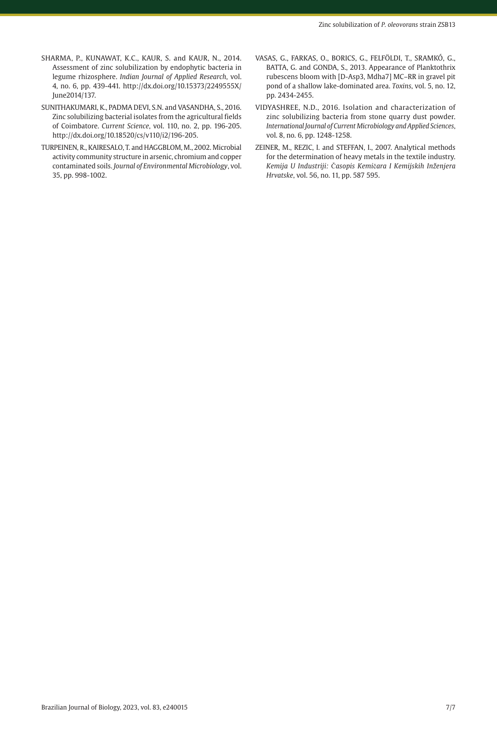SHARMA, P., KUNAWAT, K.C., KAUR, S. and KAUR, N., 2014. Assessment of zinc solubilization by endophytic bacteria in legume rhizosphere. *Indian Journal of Applied Research*, vol. 4, no. 6, pp. 439-441. http://dx.doi.org/10.15373/2249555X/June2014/137.

SUNITHAKUMARI, K., PADMA DEVI, S.N. and VASANDHA, S., 2016. Zinc solubilizing bacterial isolates from the agricultural fields of Coimbatore. *Current Science*, vol. 110, no. 2, pp. 196-205. http://dx.doi.org/10.18520/cs/v110/i2/196-205.

TURPEINEN, R., KAIRESALO, T. and HAGGBLOM, M., 2002. Microbial activity community structure in arsenic, chromium and copper contaminated soils. *Journal of Environmental Microbiology*, vol. 35, pp. 998-1002.

VASAS, G., FARKAS, O., BORICS, G., FELFÖLDI, T., SRAMKÓ, G., BATTA, G. and GONDA, S., 2013. Appearance of Planktothrix rubescens bloom with [D-Asp3, Mdha7] MC–RR in gravel pit pond of a shallow lake-dominated area. *Toxins*, vol. 5, no. 12, pp. 2434-2455.

VIDYASHREE, N.D., 2016. Isolation and characterization of zinc solubilizing bacteria from stone quarry dust powder. *International Journal of Current Microbiology and Applied Sciences*, vol. 8, no. 6, pp. 1248-1258.

ZEINER, M., REZIC, I. and STEFFAN, I., 2007. Analytical methods for the determination of heavy metals in the textile industry. *Kemija U Industriji: Časopis Kemičara I Kemijskih Inženjera Hrvatske*, vol. 56, no. 11, pp. 587 595.